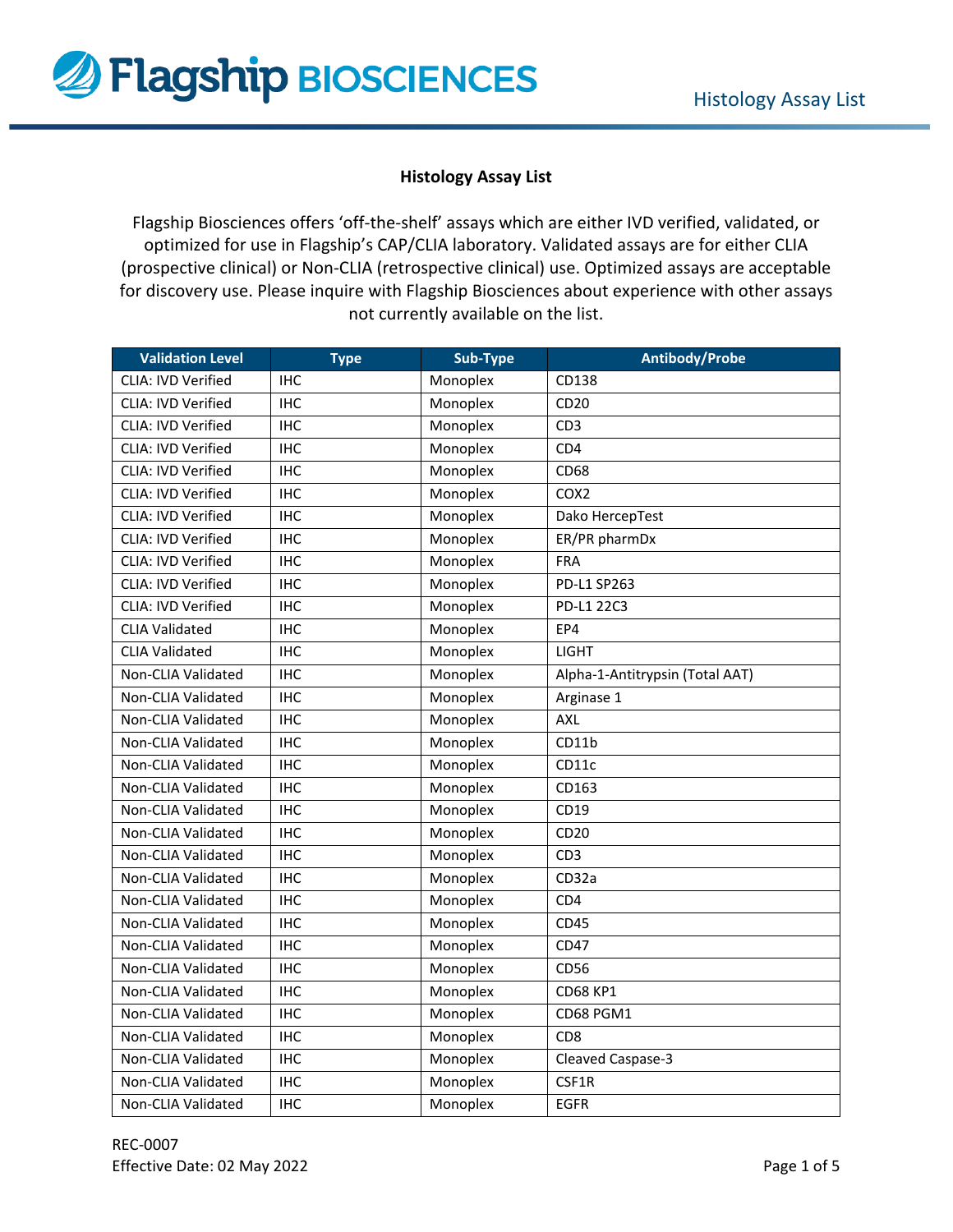# Histology Assay List

Flagship Biosciences offers 'off-the-shelf' assays which are either IVD verified, validated, or optimized for use in Flagship's CAP/CLIA laboratory. Validated assays are for either CLIA (prospective clinical) or Non-CLIA (retrospective clinical) use. Optimized assays are acceptable for discovery use. Please inquire with Flagship Biosciences about experience with other assays not currently available on the list.

| Validation Level | Type | Sub-Type | Antibody/Probe |
|---|---|---|---|
| CLIA: IVD Verified | IHC | Monoplex | CD138 |
| CLIA: IVD Verified | IHC | Monoplex | CD20 |
| CLIA: IVD Verified | IHC | Monoplex | CD3 |
| CLIA: IVD Verified | IHC | Monoplex | CD4 |
| CLIA: IVD Verified | IHC | Monoplex | CD68 |
| CLIA: IVD Verified | IHC | Monoplex | COX2 |
| CLIA: IVD Verified | IHC | Monoplex | Dako HercepTest |
| CLIA: IVD Verified | IHC | Monoplex | ER/PR pharmDx |
| CLIA: IVD Verified | IHC | Monoplex | FRA |
| CLIA: IVD Verified | IHC | Monoplex | PD-L1 SP263 |
| CLIA: IVD Verified | IHC | Monoplex | PD-L1 22C3 |
| CLIA Validated | IHC | Monoplex | EP4 |
| CLIA Validated | IHC | Monoplex | LIGHT |
| Non-CLIA Validated | IHC | Monoplex | Alpha-1-Antitrypsin (Total AAT) |
| Non-CLIA Validated | IHC | Monoplex | Arginase 1 |
| Non-CLIA Validated | IHC | Monoplex | AXL |
| Non-CLIA Validated | IHC | Monoplex | CD11b |
| Non-CLIA Validated | IHC | Monoplex | CD11c |
| Non-CLIA Validated | IHC | Monoplex | CD163 |
| Non-CLIA Validated | IHC | Monoplex | CD19 |
| Non-CLIA Validated | IHC | Monoplex | CD20 |
| Non-CLIA Validated | IHC | Monoplex | CD3 |
| Non-CLIA Validated | IHC | Monoplex | CD32a |
| Non-CLIA Validated | IHC | Monoplex | CD4 |
| Non-CLIA Validated | IHC | Monoplex | CD45 |
| Non-CLIA Validated | IHC | Monoplex | CD47 |
| Non-CLIA Validated | IHC | Monoplex | CD56 |
| Non-CLIA Validated | IHC | Monoplex | CD68 KP1 |
| Non-CLIA Validated | IHC | Monoplex | CD68 PGM1 |
| Non-CLIA Validated | IHC | Monoplex | CD8 |
| Non-CLIA Validated | IHC | Monoplex | Cleaved Caspase-3 |
| Non-CLIA Validated | IHC | Monoplex | CSF1R |
| Non-CLIA Validated | IHC | Monoplex | EGFR |

REC-0007
Effective Date: 02 May 2022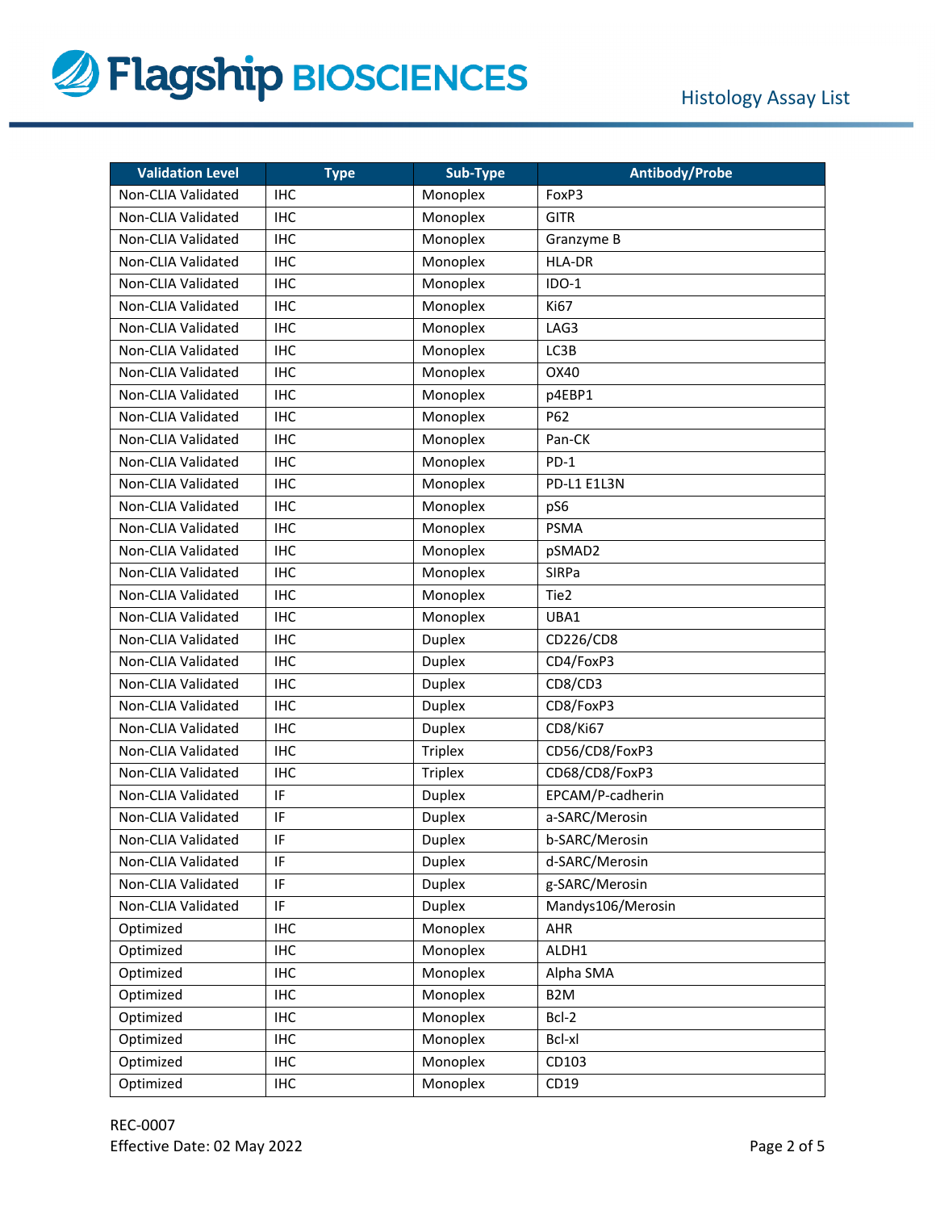| Validation Level | Type | Sub-Type | Antibody/Probe |
|---|---|---|---|
| Non-CLIA Validated | IHC | Monoplex | FoxP3 |
| Non-CLIA Validated | IHC | Monoplex | GITR |
| Non-CLIA Validated | IHC | Monoplex | Granzyme B |
| Non-CLIA Validated | IHC | Monoplex | HLA-DR |
| Non-CLIA Validated | IHC | Monoplex | IDO-1 |
| Non-CLIA Validated | IHC | Monoplex | Ki67 |
| Non-CLIA Validated | IHC | Monoplex | LAG3 |
| Non-CLIA Validated | IHC | Monoplex | LC3B |
| Non-CLIA Validated | IHC | Monoplex | OX40 |
| Non-CLIA Validated | IHC | Monoplex | p4EBP1 |
| Non-CLIA Validated | IHC | Monoplex | P62 |
| Non-CLIA Validated | IHC | Monoplex | Pan-CK |
| Non-CLIA Validated | IHC | Monoplex | PD-1 |
| Non-CLIA Validated | IHC | Monoplex | PD-L1 E1L3N |
| Non-CLIA Validated | IHC | Monoplex | pS6 |
| Non-CLIA Validated | IHC | Monoplex | PSMA |
| Non-CLIA Validated | IHC | Monoplex | pSMAD2 |
| Non-CLIA Validated | IHC | Monoplex | SIRPa |
| Non-CLIA Validated | IHC | Monoplex | Tie2 |
| Non-CLIA Validated | IHC | Monoplex | UBA1 |
| Non-CLIA Validated | IHC | Duplex | CD226/CD8 |
| Non-CLIA Validated | IHC | Duplex | CD4/FoxP3 |
| Non-CLIA Validated | IHC | Duplex | CD8/CD3 |
| Non-CLIA Validated | IHC | Duplex | CD8/FoxP3 |
| Non-CLIA Validated | IHC | Duplex | CD8/Ki67 |
| Non-CLIA Validated | IHC | Triplex | CD56/CD8/FoxP3 |
| Non-CLIA Validated | IHC | Triplex | CD68/CD8/FoxP3 |
| Non-CLIA Validated | IF | Duplex | EPCAM/P-cadherin |
| Non-CLIA Validated | IF | Duplex | a-SARC/Merosin |
| Non-CLIA Validated | IF | Duplex | b-SARC/Merosin |
| Non-CLIA Validated | IF | Duplex | d-SARC/Merosin |
| Non-CLIA Validated | IF | Duplex | g-SARC/Merosin |
| Non-CLIA Validated | IF | Duplex | Mandys106/Merosin |
| Optimized | IHC | Monoplex | AHR |
| Optimized | IHC | Monoplex | ALDH1 |
| Optimized | IHC | Monoplex | Alpha SMA |
| Optimized | IHC | Monoplex | B2M |
| Optimized | IHC | Monoplex | Bcl-2 |
| Optimized | IHC | Monoplex | Bcl-xl |
| Optimized | IHC | Monoplex | CD103 |
| Optimized | IHC | Monoplex | CD19 |

REC-0007
Effective Date: 02 May 2022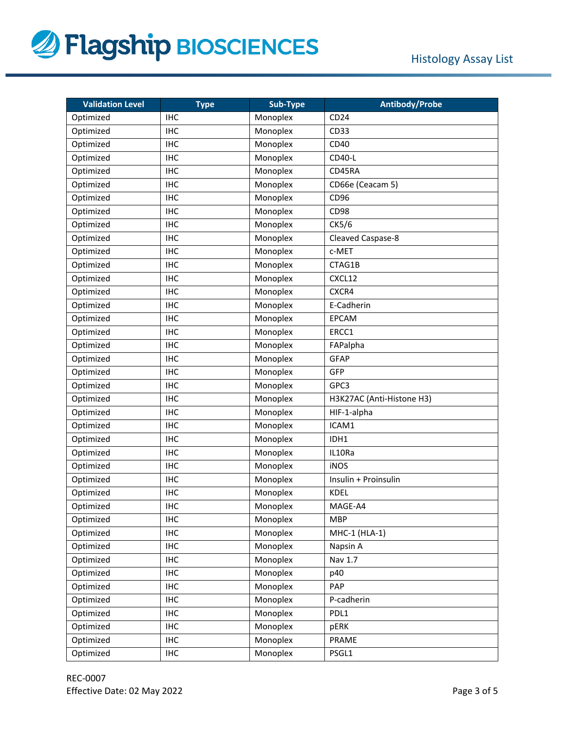| Validation Level | Type | Sub-Type | Antibody/Probe |
|---|---|---|---|
| Optimized | IHC | Monoplex | CD24 |
| Optimized | IHC | Monoplex | CD33 |
| Optimized | IHC | Monoplex | CD40 |
| Optimized | IHC | Monoplex | CD40-L |
| Optimized | IHC | Monoplex | CD45RA |
| Optimized | IHC | Monoplex | CD66e (Ceacam 5) |
| Optimized | IHC | Monoplex | CD96 |
| Optimized | IHC | Monoplex | CD98 |
| Optimized | IHC | Monoplex | CK5/6 |
| Optimized | IHC | Monoplex | Cleaved Caspase-8 |
| Optimized | IHC | Monoplex | c-MET |
| Optimized | IHC | Monoplex | CTAG1B |
| Optimized | IHC | Monoplex | CXCL12 |
| Optimized | IHC | Monoplex | CXCR4 |
| Optimized | IHC | Monoplex | E-Cadherin |
| Optimized | IHC | Monoplex | EPCAM |
| Optimized | IHC | Monoplex | ERCC1 |
| Optimized | IHC | Monoplex | FAPalpha |
| Optimized | IHC | Monoplex | GFAP |
| Optimized | IHC | Monoplex | GFP |
| Optimized | IHC | Monoplex | GPC3 |
| Optimized | IHC | Monoplex | H3K27AC (Anti-Histone H3) |
| Optimized | IHC | Monoplex | HIF-1-alpha |
| Optimized | IHC | Monoplex | ICAM1 |
| Optimized | IHC | Monoplex | IDH1 |
| Optimized | IHC | Monoplex | IL10Ra |
| Optimized | IHC | Monoplex | iNOS |
| Optimized | IHC | Monoplex | Insulin + Proinsulin |
| Optimized | IHC | Monoplex | KDEL |
| Optimized | IHC | Monoplex | MAGE-A4 |
| Optimized | IHC | Monoplex | MBP |
| Optimized | IHC | Monoplex | MHC-1 (HLA-1) |
| Optimized | IHC | Monoplex | Napsin A |
| Optimized | IHC | Monoplex | Nav 1.7 |
| Optimized | IHC | Monoplex | p40 |
| Optimized | IHC | Monoplex | PAP |
| Optimized | IHC | Monoplex | P-cadherin |
| Optimized | IHC | Monoplex | PDL1 |
| Optimized | IHC | Monoplex | pERK |
| Optimized | IHC | Monoplex | PRAME |
| Optimized | IHC | Monoplex | PSGL1 |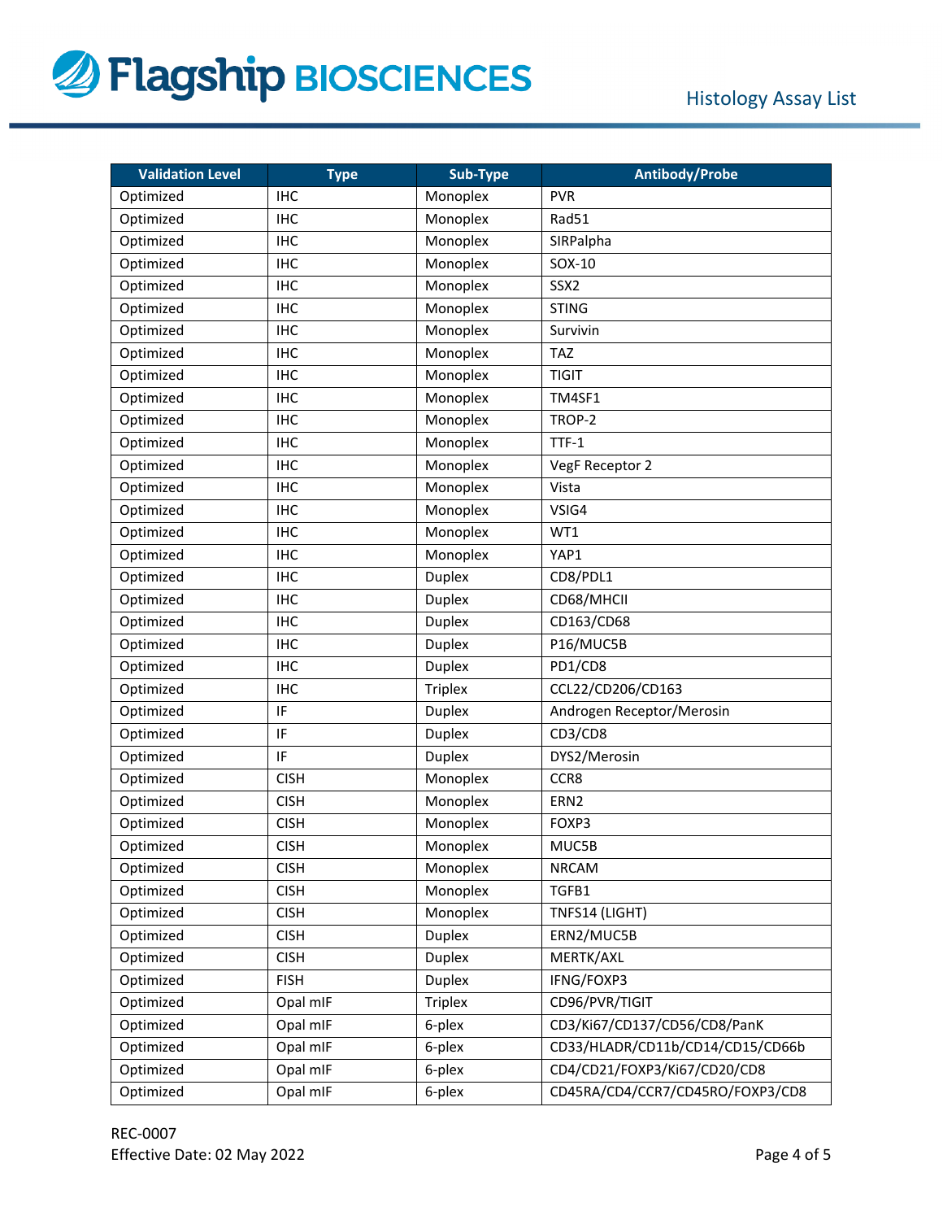| Validation Level | Type | Sub-Type | Antibody/Probe |
|---|---|---|---|
| Optimized | IHC | Monoplex | PVR |
| Optimized | IHC | Monoplex | Rad51 |
| Optimized | IHC | Monoplex | SIRPalpha |
| Optimized | IHC | Monoplex | SOX-10 |
| Optimized | IHC | Monoplex | SSX2 |
| Optimized | IHC | Monoplex | STING |
| Optimized | IHC | Monoplex | Survivin |
| Optimized | IHC | Monoplex | TAZ |
| Optimized | IHC | Monoplex | TIGIT |
| Optimized | IHC | Monoplex | TM4SF1 |
| Optimized | IHC | Monoplex | TROP-2 |
| Optimized | IHC | Monoplex | TTF-1 |
| Optimized | IHC | Monoplex | VegF Receptor 2 |
| Optimized | IHC | Monoplex | Vista |
| Optimized | IHC | Monoplex | VSIG4 |
| Optimized | IHC | Monoplex | WT1 |
| Optimized | IHC | Monoplex | YAP1 |
| Optimized | IHC | Duplex | CD8/PDL1 |
| Optimized | IHC | Duplex | CD68/MHCII |
| Optimized | IHC | Duplex | CD163/CD68 |
| Optimized | IHC | Duplex | P16/MUC5B |
| Optimized | IHC | Duplex | PD1/CD8 |
| Optimized | IHC | Triplex | CCL22/CD206/CD163 |
| Optimized | IF | Duplex | Androgen Receptor/Merosin |
| Optimized | IF | Duplex | CD3/CD8 |
| Optimized | IF | Duplex | DYS2/Merosin |
| Optimized | CISH | Monoplex | CCR8 |
| Optimized | CISH | Monoplex | ERN2 |
| Optimized | CISH | Monoplex | FOXP3 |
| Optimized | CISH | Monoplex | MUC5B |
| Optimized | CISH | Monoplex | NRCAM |
| Optimized | CISH | Monoplex | TGFB1 |
| Optimized | CISH | Monoplex | TNFS14 (LIGHT) |
| Optimized | CISH | Duplex | ERN2/MUC5B |
| Optimized | CISH | Duplex | MERTK/AXL |
| Optimized | FISH | Duplex | IFNG/FOXP3 |
| Optimized | Opal mIF | Triplex | CD96/PVR/TIGIT |
| Optimized | Opal mIF | 6-plex | CD3/Ki67/CD137/CD56/CD8/PanK |
| Optimized | Opal mIF | 6-plex | CD33/HLADR/CD11b/CD14/CD15/CD66b |
| Optimized | Opal mIF | 6-plex | CD4/CD21/FOXP3/Ki67/CD20/CD8 |
| Optimized | Opal mIF | 6-plex | CD45RA/CD4/CCR7/CD45RO/FOXP3/CD8 |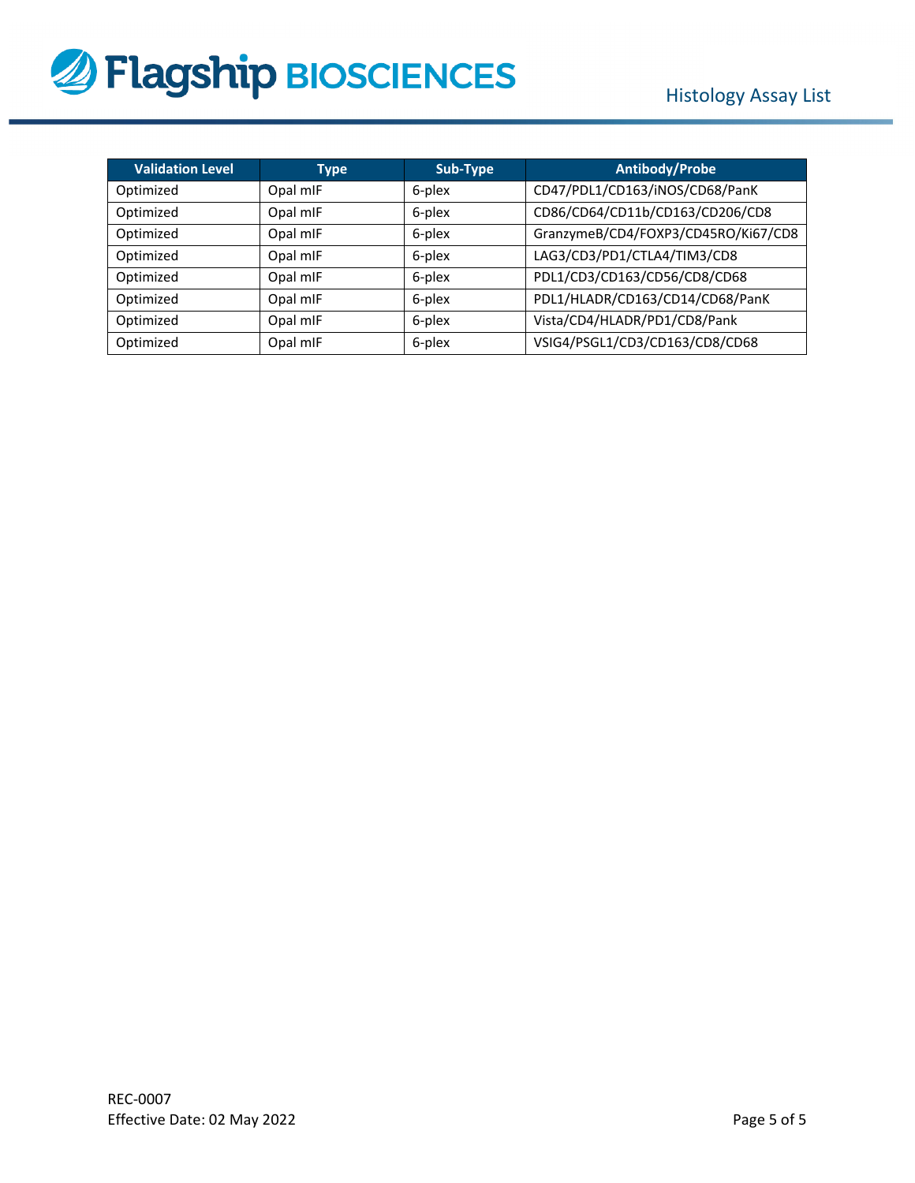| Validation Level | Type | Sub-Type | Antibody/Probe |
|---|---|---|---|
| Optimized | Opal mIF | 6-plex | CD47/PDL1/CD163/iNOS/CD68/PanK |
| Optimized | Opal mIF | 6-plex | CD86/CD64/CD11b/CD163/CD206/CD8 |
| Optimized | Opal mIF | 6-plex | GranzymeB/CD4/FOXP3/CD45RO/Ki67/CD8 |
| Optimized | Opal mIF | 6-plex | LAG3/CD3/PD1/CTLA4/TIM3/CD8 |
| Optimized | Opal mIF | 6-plex | PDL1/CD3/CD163/CD56/CD8/CD68 |
| Optimized | Opal mIF | 6-plex | PDL1/HLADR/CD163/CD14/CD68/PanK |
| Optimized | Opal mIF | 6-plex | Vista/CD4/HLADR/PD1/CD8/Pank |
| Optimized | Opal mIF | 6-plex | VSIG4/PSGL1/CD3/CD163/CD8/CD68 |